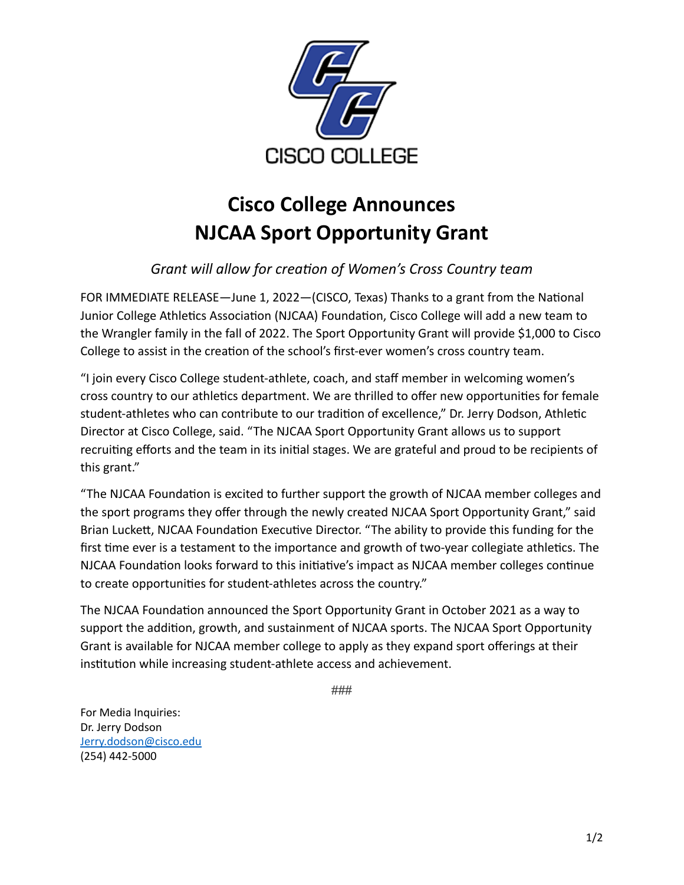CISCO COLLEGE

# Cisco College Announces NJCAA Sport Opportunity Grant

*Grant will allow for creation of Women's Cross Country team*

FOR IMMEDIATE RELEASE—June 1, 2022—(CISCO, Texas) Thanks to a grant from the National Junior College Athletics Association (NJCAA) Foundation, Cisco College will add a new team to the Wrangler family in the fall of 2022. The Sport Opportunity Grant will provide $1,000 to Cisco College to assist in the creation of the school's first-ever women's cross country team.

"I join every Cisco College student-athlete, coach, and staff member in welcoming women's cross country to our athletics department. We are thrilled to offer new opportunities for female student-athletes who can contribute to our tradition of excellence," Dr. Jerry Dodson, Athletic Director at Cisco College, said. "The NJCAA Sport Opportunity Grant allows us to support recruiting efforts and the team in its initial stages. We are grateful and proud to be recipients of this grant."

"The NJCAA Foundation is excited to further support the growth of NJCAA member colleges and the sport programs they offer through the newly created NJCAA Sport Opportunity Grant," said Brian Luckett, NJCAA Foundation Executive Director. "The ability to provide this funding for the first time ever is a testament to the importance and growth of two-year collegiate athletics. The NJCAA Foundation looks forward to this initiative's impact as NJCAA member colleges continue to create opportunities for student-athletes across the country."

The NJCAA Foundation announced the Sport Opportunity Grant in October 2021 as a way to support the addition, growth, and sustainment of NJCAA sports. The NJCAA Sport Opportunity Grant is available for NJCAA member college to apply as they expand sport offerings at their institution while increasing student-athlete access and achievement.

###

For Media Inquiries:
Dr. Jerry Dodson
Jerry.dodson@cisco.edu
(254) 442-5000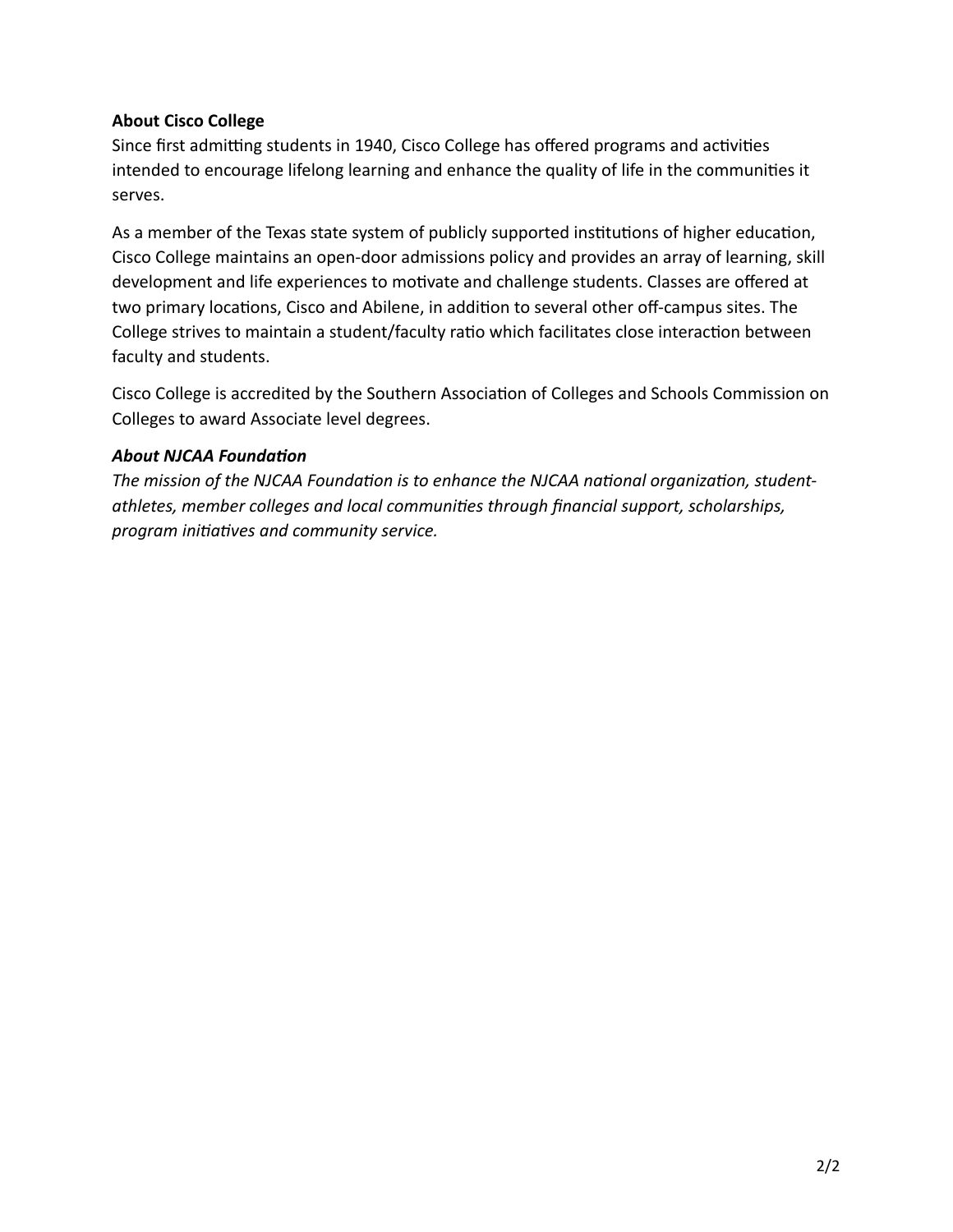**About Cisco College**

Since first admitting students in 1940, Cisco College has offered programs and activities intended to encourage lifelong learning and enhance the quality of life in the communities it serves.

As a member of the Texas state system of publicly supported institutions of higher education, Cisco College maintains an open-door admissions policy and provides an array of learning, skill development and life experiences to motivate and challenge students. Classes are offered at two primary locations, Cisco and Abilene, in addition to several other off-campus sites. The College strives to maintain a student/faculty ratio which facilitates close interaction between faculty and students.

Cisco College is accredited by the Southern Association of Colleges and Schools Commission on Colleges to award Associate level degrees.

***About NJCAA Foundation***

*The mission of the NJCAA Foundation is to enhance the NJCAA national organization, student-athletes, member colleges and local communities through financial support, scholarships, program initiatives and community service.*